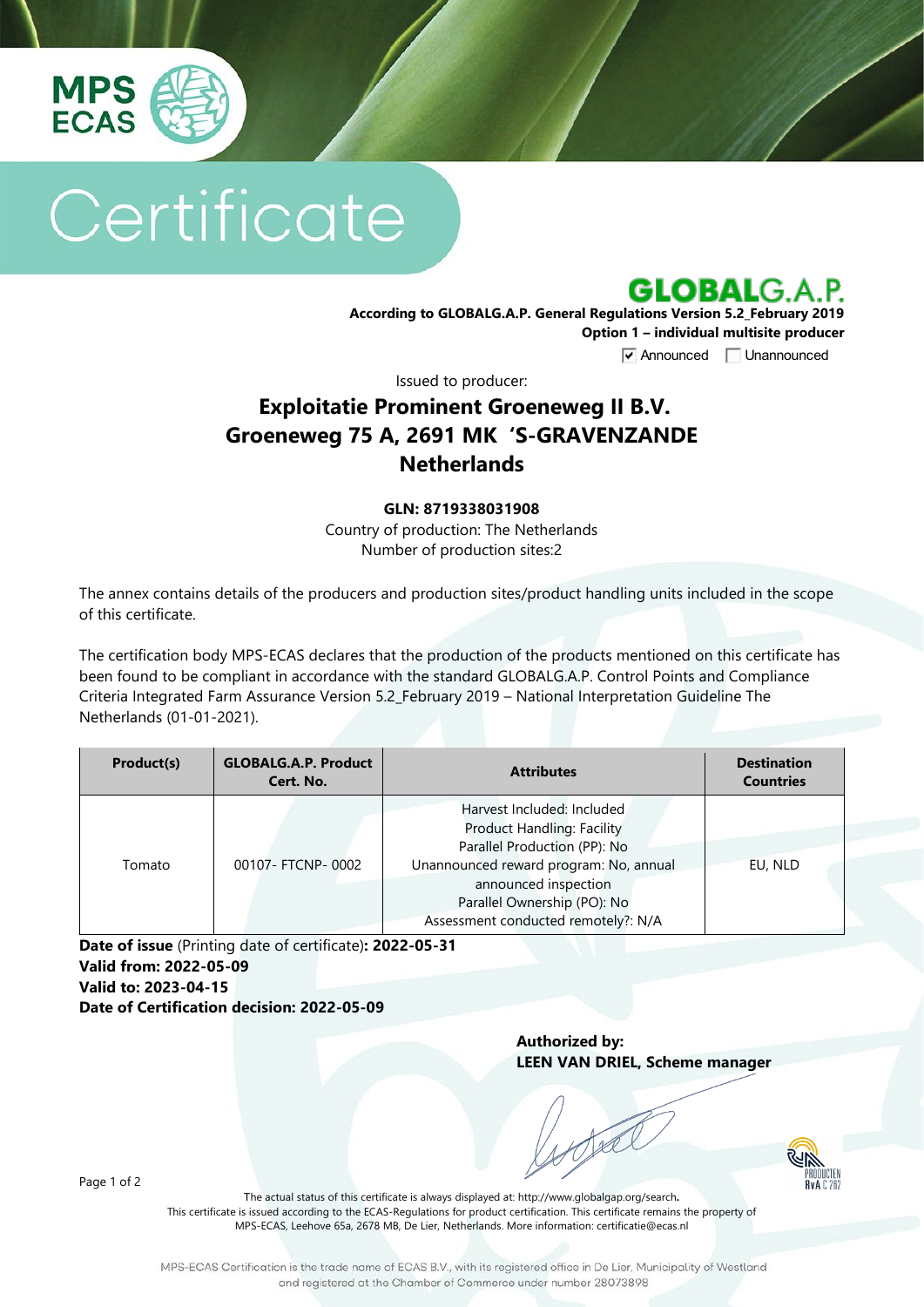MPS ECAS

# Certificate

GLOBALG.A.P.

**According to GLOBALG.A.P. General Regulations Version 5.2_February 2019**
**Option 1 – individual multisite producer**

☑ Announced ☐ Unannounced

Issued to producer:

## Exploitatie Prominent Groeneweg II B.V.
## Groeneweg 75 A, 2691 MK 'S-GRAVENZANDE
## Netherlands

**GLN: 8719338031908**
Country of production: The Netherlands
Number of production sites:2

The annex contains details of the producers and production sites/product handling units included in the scope of this certificate.

The certification body MPS-ECAS declares that the production of the products mentioned on this certificate has been found to be compliant in accordance with the standard GLOBALG.A.P. Control Points and Compliance Criteria Integrated Farm Assurance Version 5.2_February 2019 – National Interpretation Guideline The Netherlands (01-01-2021).

| Product(s) | GLOBALG.A.P. Product Cert. No. | Attributes | Destination Countries |
|---|---|---|---|
| Tomato | 00107- FTCNP- 0002 | Harvest Included: Included<br>Product Handling: Facility<br>Parallel Production (PP): No<br>Unannounced reward program: No, annual announced inspection<br>Parallel Ownership (PO): No<br>Assessment conducted remotely?: N/A | EU, NLD |

**Date of issue** (Printing date of certificate)**: 2022-05-31**
**Valid from: 2022-05-09**
**Valid to: 2023-04-15**
**Date of Certification decision: 2022-05-09**

**Authorized by:**
**LEEN VAN DRIEL, Scheme manager**

The actual status of this certificate is always displayed at: http://www.globalgap.org/search.
This certificate is issued according to the ECAS-Regulations for product certification. This certificate remains the property of MPS-ECAS, Leehove 65a, 2678 MB, De Lier, Netherlands. More information: certificatie@ecas.nl

MPS-ECAS Certification is the trade name of ECAS B.V., with its registered office in De Lier, Municipality of Westland and registered at the Chamber of Commerce under number 28073898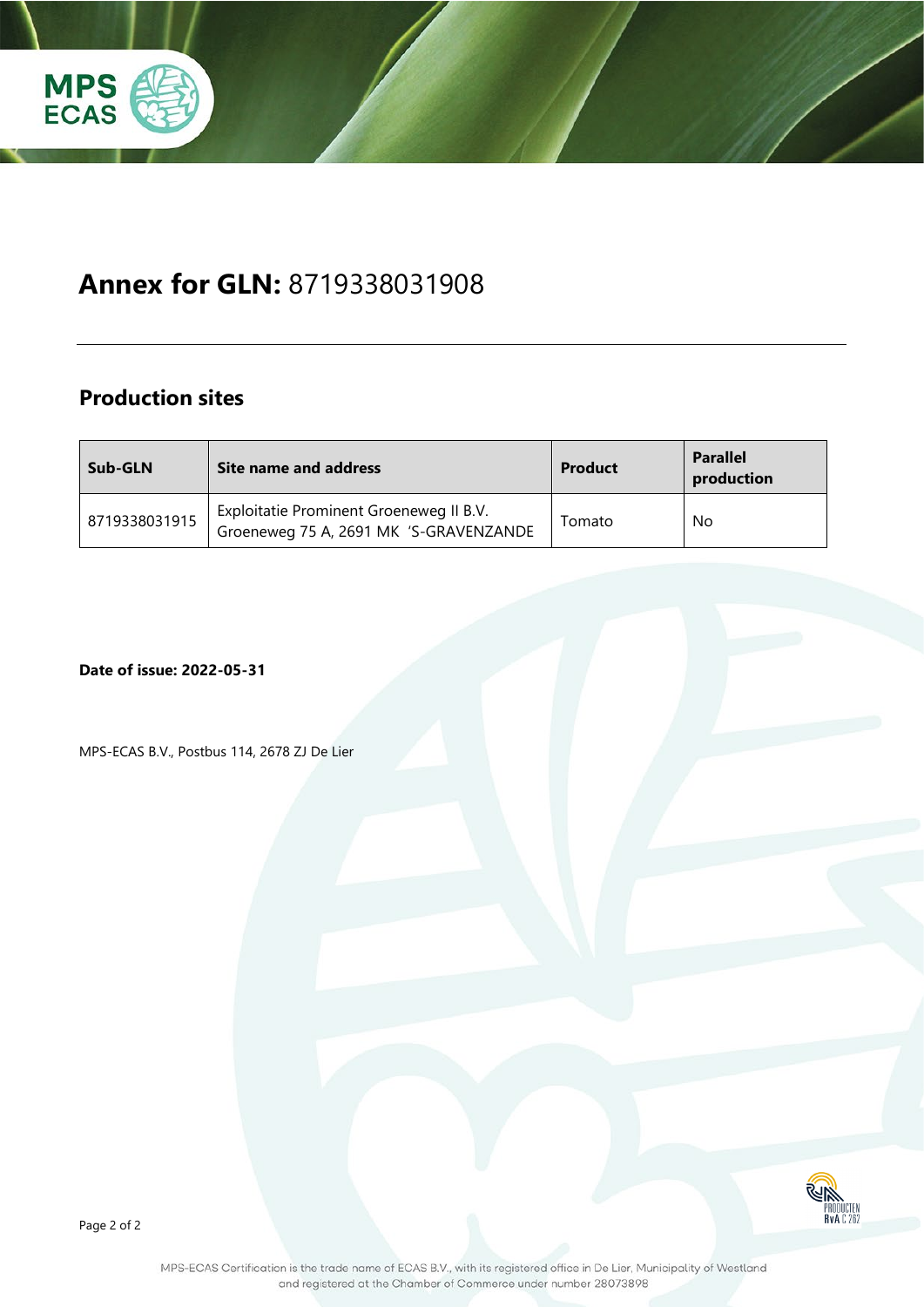# Annex for GLN: 8719338031908

## Production sites

| Sub-GLN | Site name and address | Product | Parallel production |
|---|---|---|---|
| 8719338031915 | Exploitatie Prominent Groeneweg II B.V. Groeneweg 75 A, 2691 MK 'S-GRAVENZANDE | Tomato | No |

**Date of issue: 2022-05-31**

MPS-ECAS B.V., Postbus 114, 2678 ZJ De Lier

MPS-ECAS Certification is the trade name of ECAS B.V., with its registered office in De Lier, Municipality of Westland and registered at the Chamber of Commerce under number 28073898